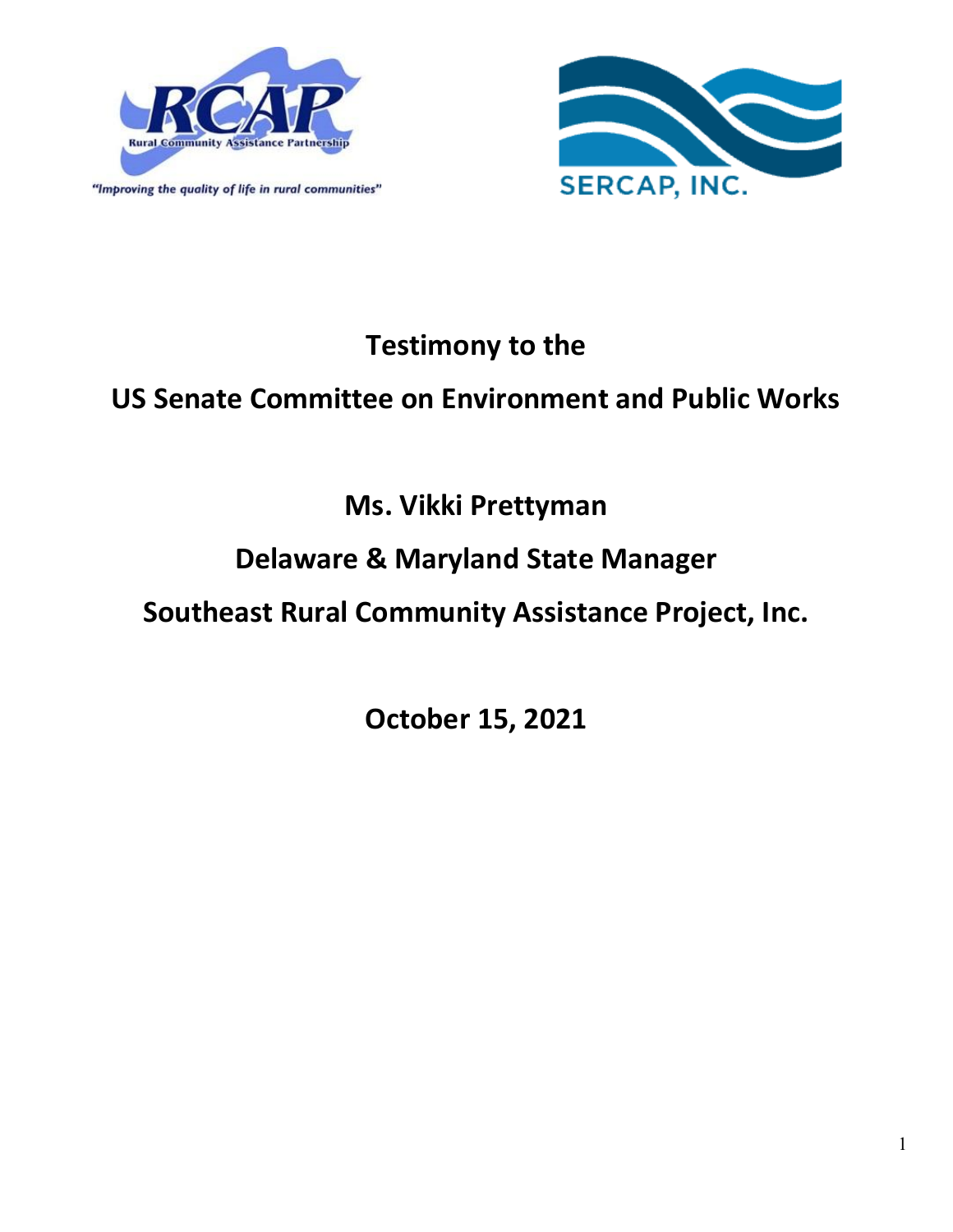RCAP
Rural Community Assistance Partnership
"Improving the quality of life in rural communities"

SERCAP, INC.

# Testimony to the
# US Senate Committee on Environment and Public Works

## Ms. Vikki Prettyman
## Delaware & Maryland State Manager
## Southeast Rural Community Assistance Project, Inc.

## October 15, 2021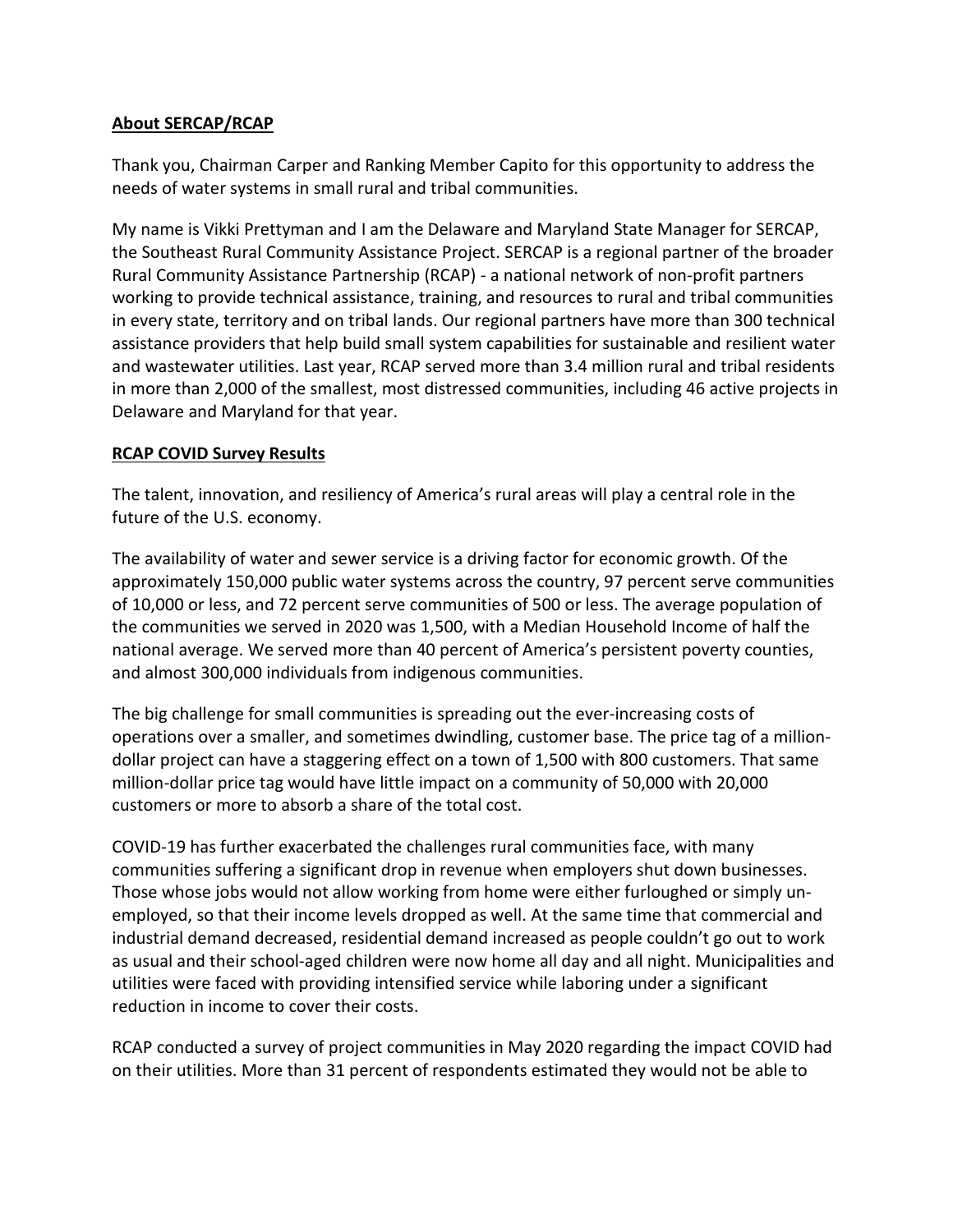## About SERCAP/RCAP

Thank you, Chairman Carper and Ranking Member Capito for this opportunity to address the needs of water systems in small rural and tribal communities.

My name is Vikki Prettyman and I am the Delaware and Maryland State Manager for SERCAP, the Southeast Rural Community Assistance Project. SERCAP is a regional partner of the broader Rural Community Assistance Partnership (RCAP) - a national network of non-profit partners working to provide technical assistance, training, and resources to rural and tribal communities in every state, territory and on tribal lands. Our regional partners have more than 300 technical assistance providers that help build small system capabilities for sustainable and resilient water and wastewater utilities. Last year, RCAP served more than 3.4 million rural and tribal residents in more than 2,000 of the smallest, most distressed communities, including 46 active projects in Delaware and Maryland for that year.

## RCAP COVID Survey Results

The talent, innovation, and resiliency of America's rural areas will play a central role in the future of the U.S. economy.

The availability of water and sewer service is a driving factor for economic growth. Of the approximately 150,000 public water systems across the country, 97 percent serve communities of 10,000 or less, and 72 percent serve communities of 500 or less. The average population of the communities we served in 2020 was 1,500, with a Median Household Income of half the national average. We served more than 40 percent of America's persistent poverty counties, and almost 300,000 individuals from indigenous communities.

The big challenge for small communities is spreading out the ever-increasing costs of operations over a smaller, and sometimes dwindling, customer base. The price tag of a million-dollar project can have a staggering effect on a town of 1,500 with 800 customers. That same million-dollar price tag would have little impact on a community of 50,000 with 20,000 customers or more to absorb a share of the total cost.

COVID-19 has further exacerbated the challenges rural communities face, with many communities suffering a significant drop in revenue when employers shut down businesses. Those whose jobs would not allow working from home were either furloughed or simply un-employed, so that their income levels dropped as well. At the same time that commercial and industrial demand decreased, residential demand increased as people couldn't go out to work as usual and their school-aged children were now home all day and all night. Municipalities and utilities were faced with providing intensified service while laboring under a significant reduction in income to cover their costs.

RCAP conducted a survey of project communities in May 2020 regarding the impact COVID had on their utilities. More than 31 percent of respondents estimated they would not be able to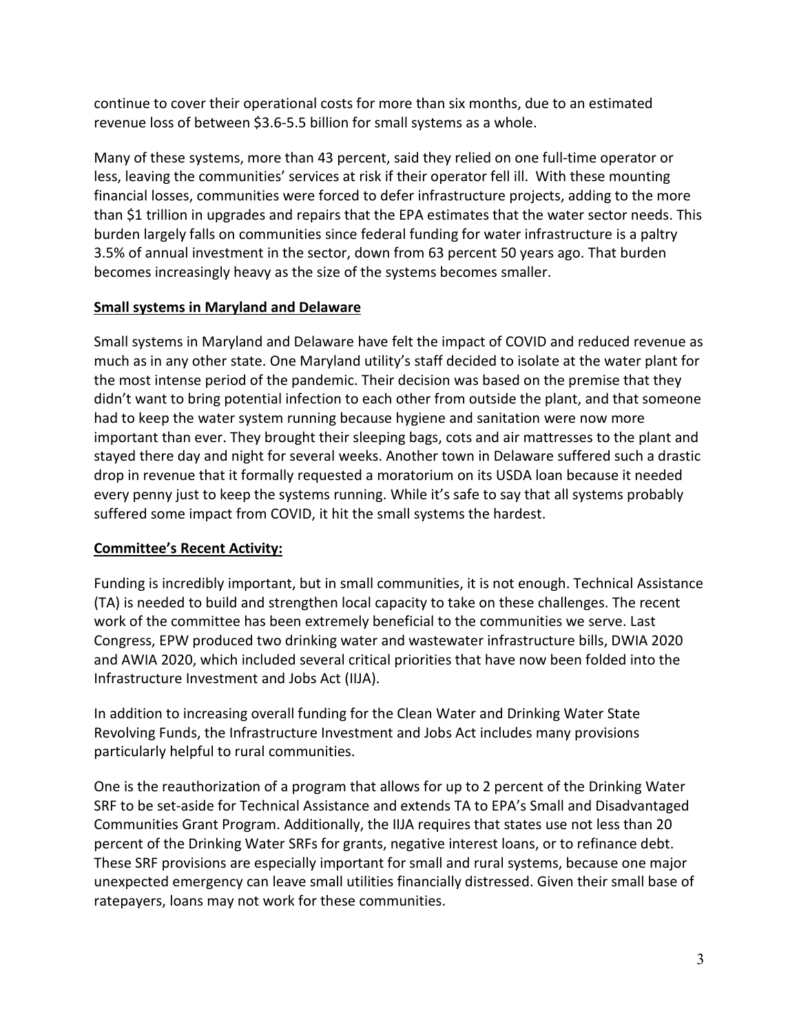continue to cover their operational costs for more than six months, due to an estimated revenue loss of between $3.6-5.5 billion for small systems as a whole.

Many of these systems, more than 43 percent, said they relied on one full-time operator or less, leaving the communities' services at risk if their operator fell ill. With these mounting financial losses, communities were forced to defer infrastructure projects, adding to the more than $1 trillion in upgrades and repairs that the EPA estimates that the water sector needs. This burden largely falls on communities since federal funding for water infrastructure is a paltry 3.5% of annual investment in the sector, down from 63 percent 50 years ago. That burden becomes increasingly heavy as the size of the systems becomes smaller.

**Small systems in Maryland and Delaware**

Small systems in Maryland and Delaware have felt the impact of COVID and reduced revenue as much as in any other state. One Maryland utility's staff decided to isolate at the water plant for the most intense period of the pandemic. Their decision was based on the premise that they didn't want to bring potential infection to each other from outside the plant, and that someone had to keep the water system running because hygiene and sanitation were now more important than ever. They brought their sleeping bags, cots and air mattresses to the plant and stayed there day and night for several weeks. Another town in Delaware suffered such a drastic drop in revenue that it formally requested a moratorium on its USDA loan because it needed every penny just to keep the systems running. While it's safe to say that all systems probably suffered some impact from COVID, it hit the small systems the hardest.

**Committee's Recent Activity:**

Funding is incredibly important, but in small communities, it is not enough. Technical Assistance (TA) is needed to build and strengthen local capacity to take on these challenges. The recent work of the committee has been extremely beneficial to the communities we serve. Last Congress, EPW produced two drinking water and wastewater infrastructure bills, DWIA 2020 and AWIA 2020, which included several critical priorities that have now been folded into the Infrastructure Investment and Jobs Act (IIJA).

In addition to increasing overall funding for the Clean Water and Drinking Water State Revolving Funds, the Infrastructure Investment and Jobs Act includes many provisions particularly helpful to rural communities.

One is the reauthorization of a program that allows for up to 2 percent of the Drinking Water SRF to be set-aside for Technical Assistance and extends TA to EPA's Small and Disadvantaged Communities Grant Program. Additionally, the IIJA requires that states use not less than 20 percent of the Drinking Water SRFs for grants, negative interest loans, or to refinance debt. These SRF provisions are especially important for small and rural systems, because one major unexpected emergency can leave small utilities financially distressed. Given their small base of ratepayers, loans may not work for these communities.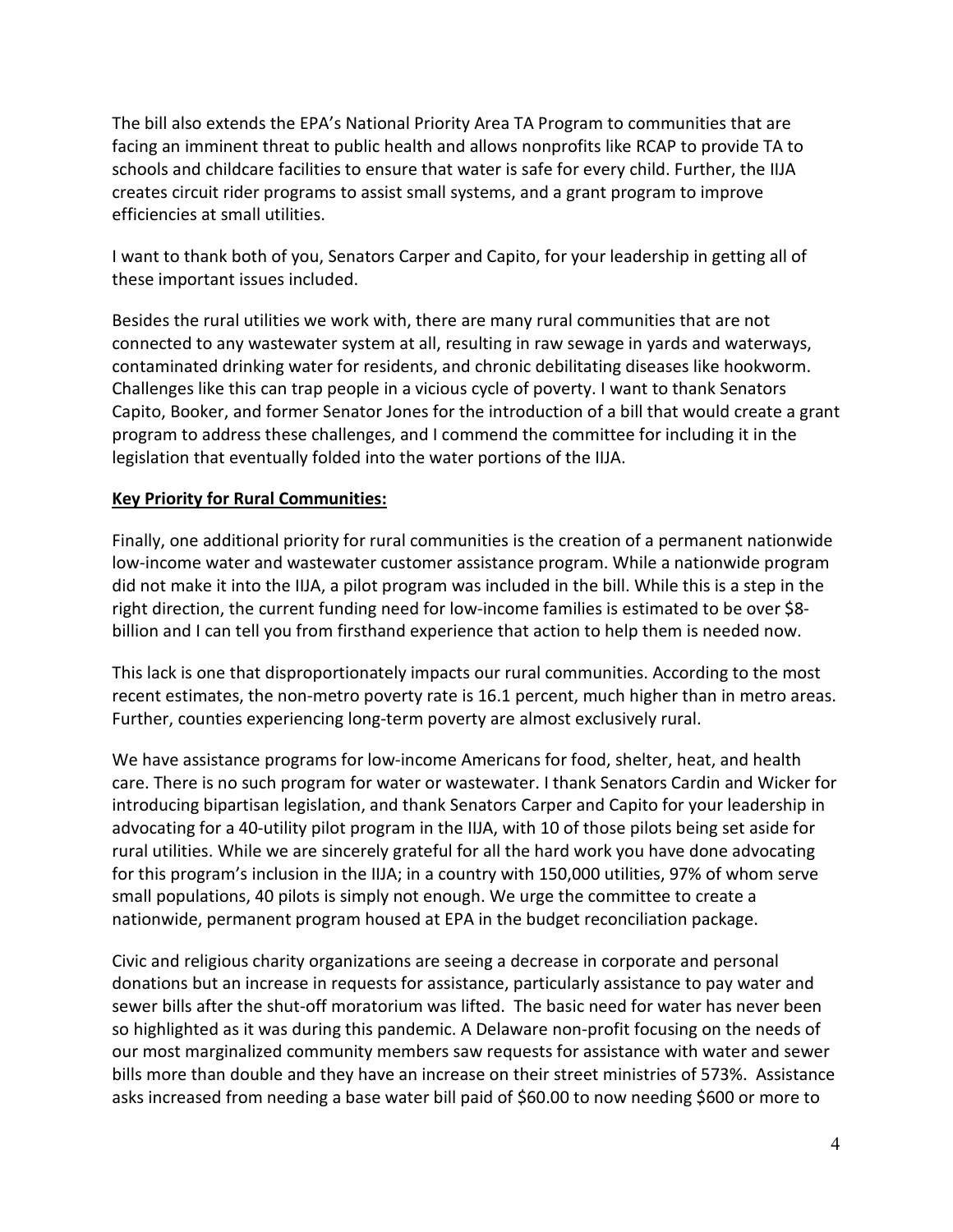The bill also extends the EPA's National Priority Area TA Program to communities that are facing an imminent threat to public health and allows nonprofits like RCAP to provide TA to schools and childcare facilities to ensure that water is safe for every child. Further, the IIJA creates circuit rider programs to assist small systems, and a grant program to improve efficiencies at small utilities.

I want to thank both of you, Senators Carper and Capito, for your leadership in getting all of these important issues included.

Besides the rural utilities we work with, there are many rural communities that are not connected to any wastewater system at all, resulting in raw sewage in yards and waterways, contaminated drinking water for residents, and chronic debilitating diseases like hookworm. Challenges like this can trap people in a vicious cycle of poverty. I want to thank Senators Capito, Booker, and former Senator Jones for the introduction of a bill that would create a grant program to address these challenges, and I commend the committee for including it in the legislation that eventually folded into the water portions of the IIJA.

**Key Priority for Rural Communities:**

Finally, one additional priority for rural communities is the creation of a permanent nationwide low-income water and wastewater customer assistance program. While a nationwide program did not make it into the IIJA, a pilot program was included in the bill. While this is a step in the right direction, the current funding need for low-income families is estimated to be over $8-billion and I can tell you from firsthand experience that action to help them is needed now.

This lack is one that disproportionately impacts our rural communities. According to the most recent estimates, the non-metro poverty rate is 16.1 percent, much higher than in metro areas. Further, counties experiencing long-term poverty are almost exclusively rural.

We have assistance programs for low-income Americans for food, shelter, heat, and health care. There is no such program for water or wastewater. I thank Senators Cardin and Wicker for introducing bipartisan legislation, and thank Senators Carper and Capito for your leadership in advocating for a 40-utility pilot program in the IIJA, with 10 of those pilots being set aside for rural utilities. While we are sincerely grateful for all the hard work you have done advocating for this program's inclusion in the IIJA; in a country with 150,000 utilities, 97% of whom serve small populations, 40 pilots is simply not enough. We urge the committee to create a nationwide, permanent program housed at EPA in the budget reconciliation package.

Civic and religious charity organizations are seeing a decrease in corporate and personal donations but an increase in requests for assistance, particularly assistance to pay water and sewer bills after the shut-off moratorium was lifted. The basic need for water has never been so highlighted as it was during this pandemic. A Delaware non-profit focusing on the needs of our most marginalized community members saw requests for assistance with water and sewer bills more than double and they have an increase on their street ministries of 573%. Assistance asks increased from needing a base water bill paid of $60.00 to now needing $600 or more to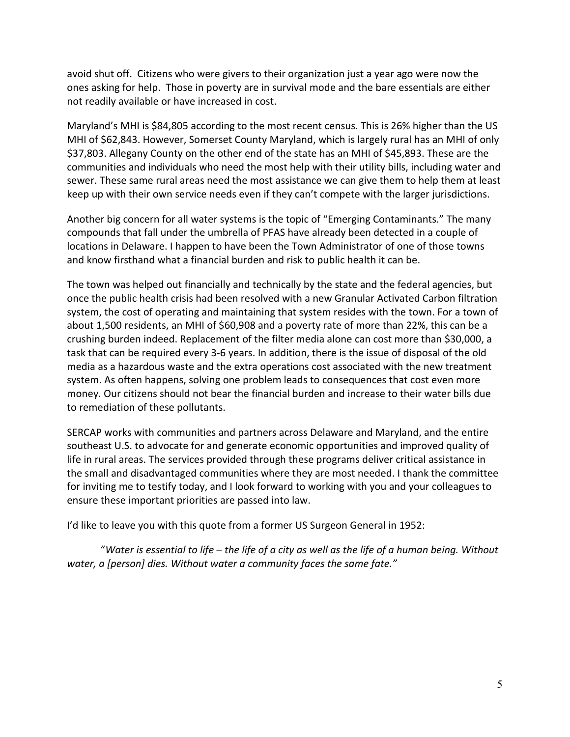avoid shut off. Citizens who were givers to their organization just a year ago were now the ones asking for help. Those in poverty are in survival mode and the bare essentials are either not readily available or have increased in cost.

Maryland's MHI is $84,805 according to the most recent census. This is 26% higher than the US MHI of $62,843. However, Somerset County Maryland, which is largely rural has an MHI of only $37,803. Allegany County on the other end of the state has an MHI of $45,893. These are the communities and individuals who need the most help with their utility bills, including water and sewer. These same rural areas need the most assistance we can give them to help them at least keep up with their own service needs even if they can't compete with the larger jurisdictions.

Another big concern for all water systems is the topic of "Emerging Contaminants." The many compounds that fall under the umbrella of PFAS have already been detected in a couple of locations in Delaware. I happen to have been the Town Administrator of one of those towns and know firsthand what a financial burden and risk to public health it can be.

The town was helped out financially and technically by the state and the federal agencies, but once the public health crisis had been resolved with a new Granular Activated Carbon filtration system, the cost of operating and maintaining that system resides with the town. For a town of about 1,500 residents, an MHI of $60,908 and a poverty rate of more than 22%, this can be a crushing burden indeed. Replacement of the filter media alone can cost more than $30,000, a task that can be required every 3-6 years. In addition, there is the issue of disposal of the old media as a hazardous waste and the extra operations cost associated with the new treatment system. As often happens, solving one problem leads to consequences that cost even more money. Our citizens should not bear the financial burden and increase to their water bills due to remediation of these pollutants.

SERCAP works with communities and partners across Delaware and Maryland, and the entire southeast U.S. to advocate for and generate economic opportunities and improved quality of life in rural areas. The services provided through these programs deliver critical assistance in the small and disadvantaged communities where they are most needed. I thank the committee for inviting me to testify today, and I look forward to working with you and your colleagues to ensure these important priorities are passed into law.

I'd like to leave you with this quote from a former US Surgeon General in 1952:

> "*Water is essential to life – the life of a city as well as the life of a human being. Without water, a [person] dies. Without water a community faces the same fate.*"